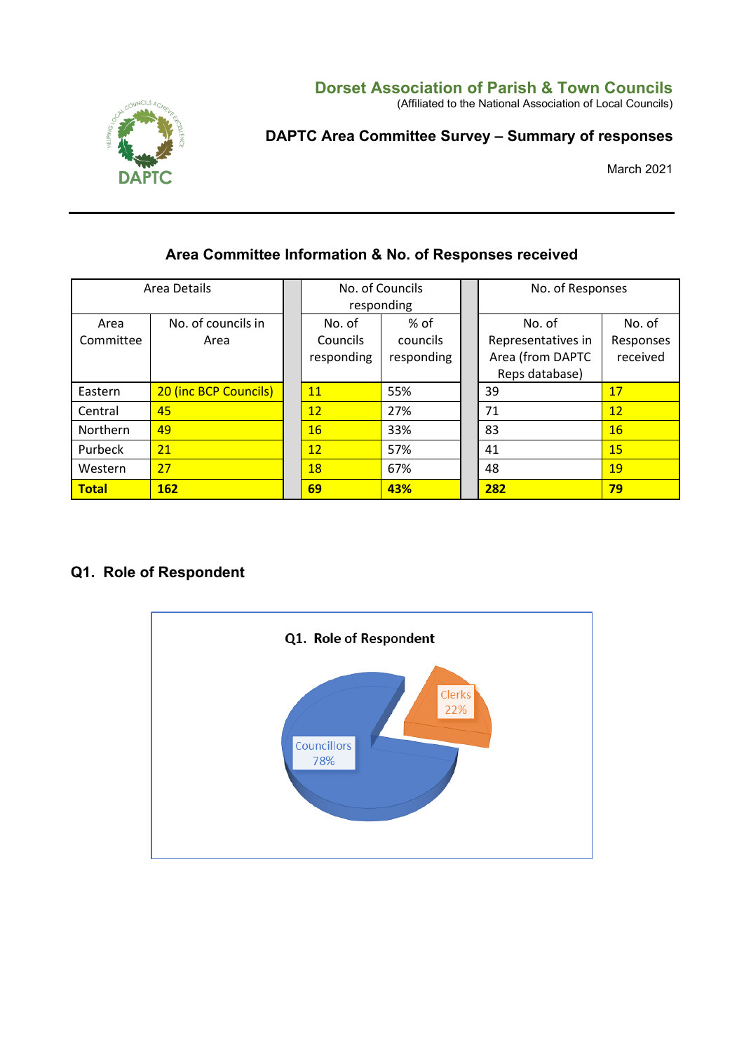# Dorset Association of Parish & Town Councils

(Affiliated to the National Association of Local Councils)

## DAPTC Area Committee Survey – Summary of responses

March 2021

### Area Committee Information & No. of Responses received

| Area Details | | No. of Councils responding | | No. of Responses | |
|---|---|---|---|---|---|
| Area Committee | No. of councils in Area | No. of Councils responding | % of councils responding | No. of Representatives in Area (from DAPTC Reps database) | No. of Responses received |
| Eastern | 20 (inc BCP Councils) | 11 | 55% | 39 | 17 |
| Central | 45 | 12 | 27% | 71 | 12 |
| Northern | 49 | 16 | 33% | 83 | 16 |
| Purbeck | 21 | 12 | 57% | 41 | 15 |
| Western | 27 | 18 | 67% | 48 | 19 |
| **Total** | **162** | **69** | **43%** | **282** | **79** |

### Q1. Role of Respondent

Q1. Role of Respondent

Councillors 78%

Clerks 22%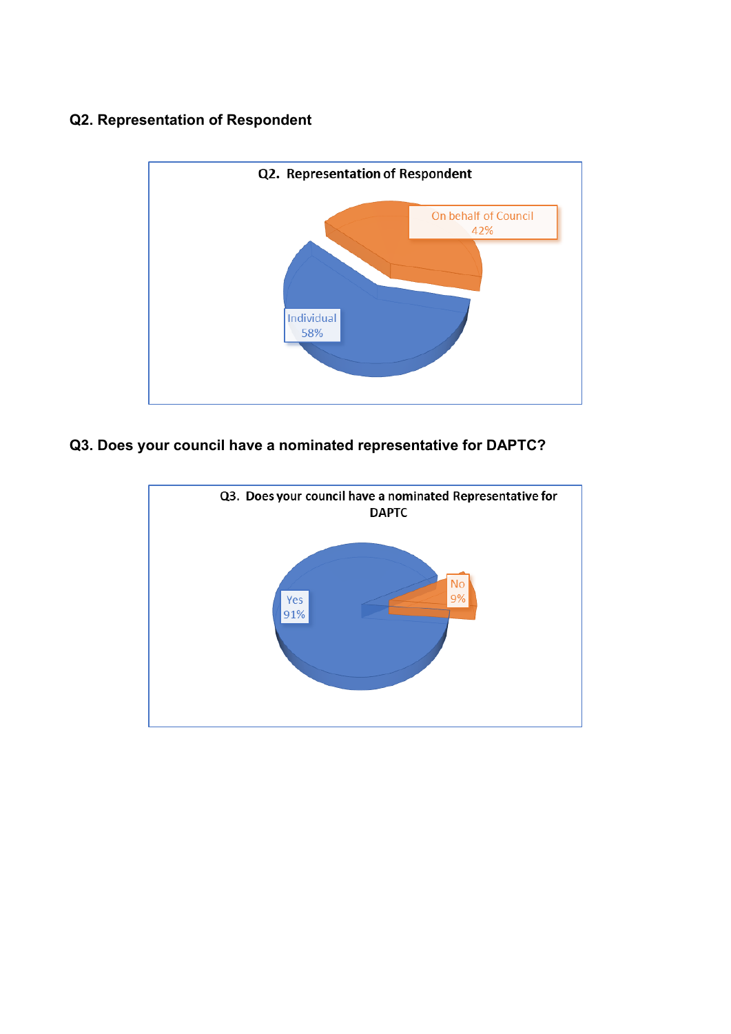**Q2. Representation of Respondent**

Q2. Representation of Respondent

- On behalf of Council 42%
- Individual 58%

**Q3. Does your council have a nominated representative for DAPTC?**

Q3. Does your council have a nominated Representative for DAPTC

- Yes 91%
- No 9%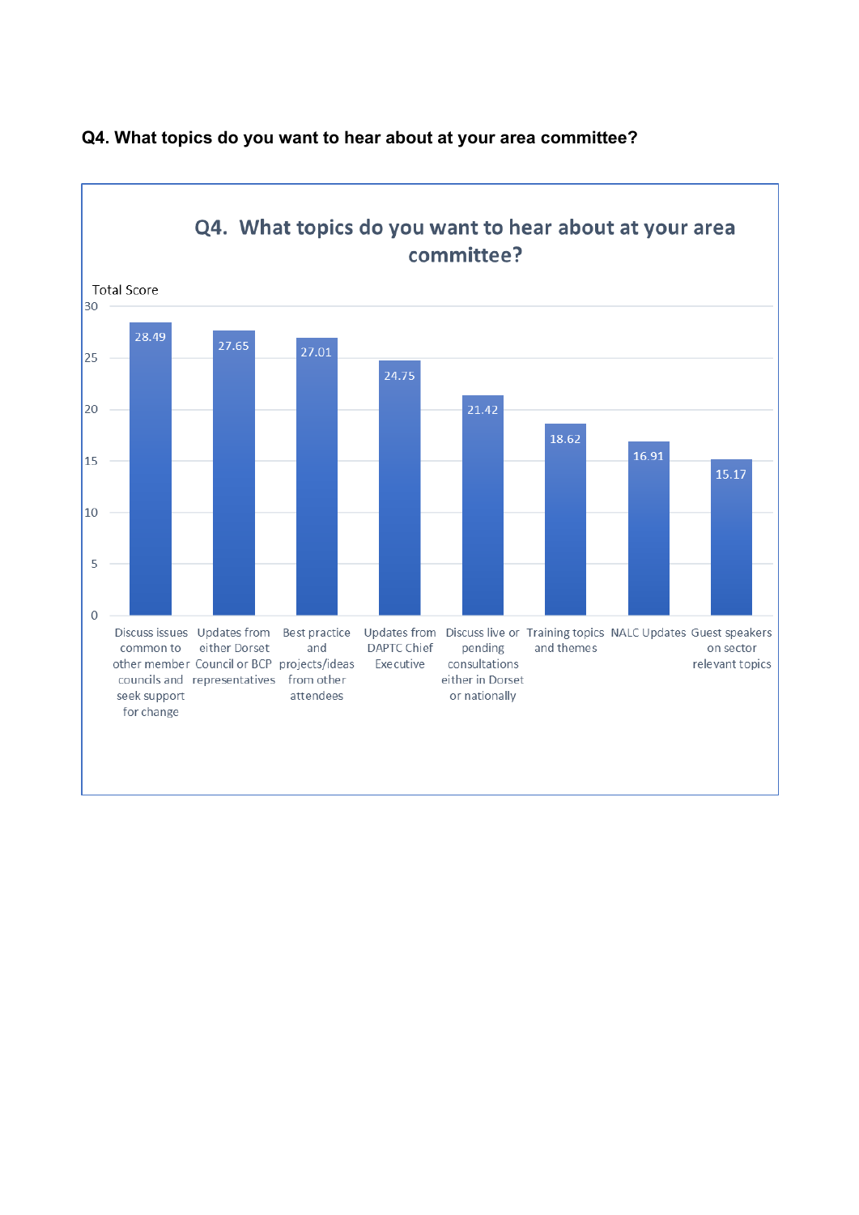**Q4. What topics do you want to hear about at your area committee?**

| Topic | Total Score |
|---|---|
| Discuss issues common to other member councils and seek support for change | 28.49 |
| Updates from either Dorset Council or BCP representatives | 27.65 |
| Best practice and projects/ideas from other attendees | 27.01 |
| Updates from DAPTC Chief Executive | 24.75 |
| Discuss live or pending consultations either in Dorset or nationally | 21.42 |
| Training topics and themes | 18.62 |
| NALC Updates | 16.91 |
| Guest speakers on sector relevant topics | 15.17 |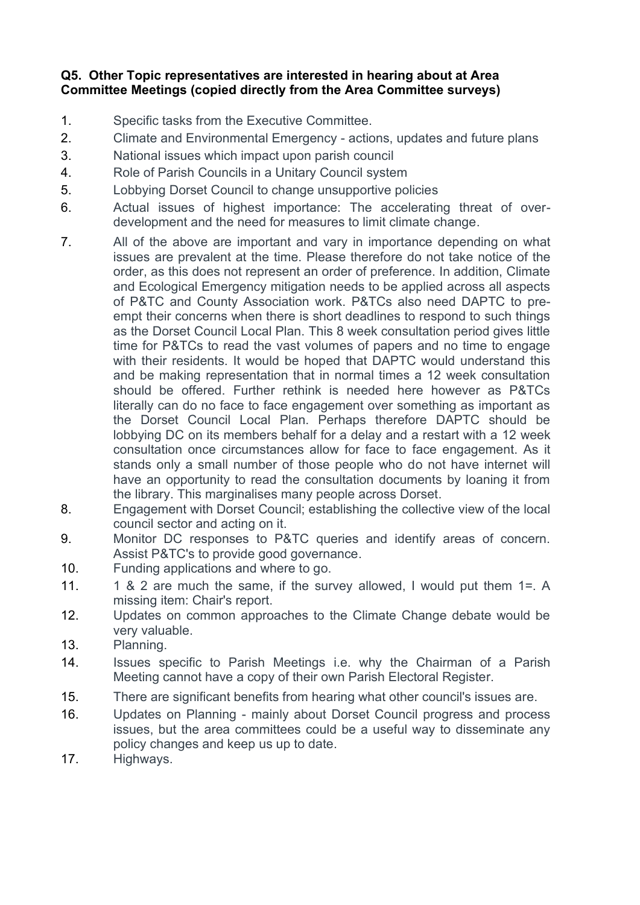**Q5. Other Topic representatives are interested in hearing about at Area Committee Meetings (copied directly from the Area Committee surveys)**

1. Specific tasks from the Executive Committee.
2. Climate and Environmental Emergency - actions, updates and future plans
3. National issues which impact upon parish council
4. Role of Parish Councils in a Unitary Council system
5. Lobbying Dorset Council to change unsupportive policies
6. Actual issues of highest importance: The accelerating threat of over-development and the need for measures to limit climate change.
7. All of the above are important and vary in importance depending on what issues are prevalent at the time. Please therefore do not take notice of the order, as this does not represent an order of preference. In addition, Climate and Ecological Emergency mitigation needs to be applied across all aspects of P&TC and County Association work. P&TCs also need DAPTC to pre-empt their concerns when there is short deadlines to respond to such things as the Dorset Council Local Plan. This 8 week consultation period gives little time for P&TCs to read the vast volumes of papers and no time to engage with their residents. It would be hoped that DAPTC would understand this and be making representation that in normal times a 12 week consultation should be offered. Further rethink is needed here however as P&TCs literally can do no face to face engagement over something as important as the Dorset Council Local Plan. Perhaps therefore DAPTC should be lobbying DC on its members behalf for a delay and a restart with a 12 week consultation once circumstances allow for face to face engagement. As it stands only a small number of those people who do not have internet will have an opportunity to read the consultation documents by loaning it from the library. This marginalises many people across Dorset.
8. Engagement with Dorset Council; establishing the collective view of the local council sector and acting on it.
9. Monitor DC responses to P&TC queries and identify areas of concern. Assist P&TC's to provide good governance.
10. Funding applications and where to go.
11. 1 & 2 are much the same, if the survey allowed, I would put them 1=. A missing item: Chair's report.
12. Updates on common approaches to the Climate Change debate would be very valuable.
13. Planning.
14. Issues specific to Parish Meetings i.e. why the Chairman of a Parish Meeting cannot have a copy of their own Parish Electoral Register.
15. There are significant benefits from hearing what other council's issues are.
16. Updates on Planning - mainly about Dorset Council progress and process issues, but the area committees could be a useful way to disseminate any policy changes and keep us up to date.
17. Highways.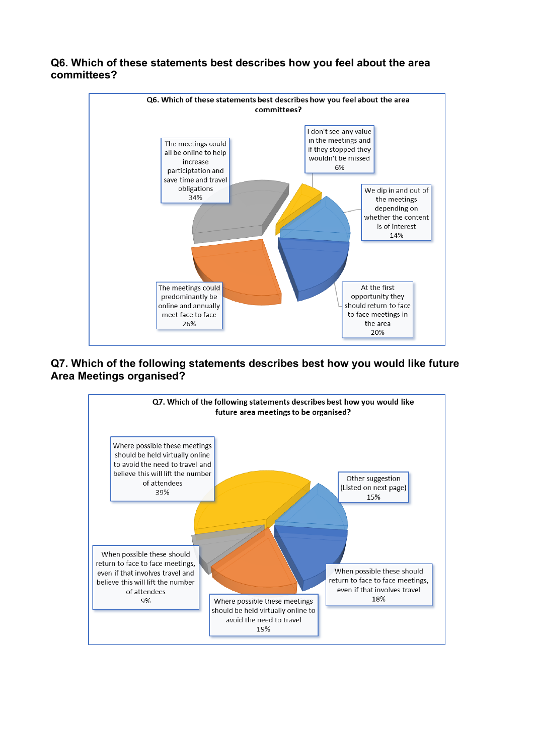### Q6. Which of these statements best describes how you feel about the area committees?

**Q6. Which of these statements best describes how you feel about the area committees?**

| Statement | Percentage |
|---|---|
| The meetings could all be online to help increase participation and save time and travel obligations | 34% |
| I don't see any value in the meetings and if they stopped they wouldn't be missed | 6% |
| We dip in and out of the meetings depending on whether the content is of interest | 14% |
| At the first opportunity they should return to face to face meetings in the area | 20% |
| The meetings could predominantly be online and annually meet face to face | 26% |

### Q7. Which of the following statements describes best how you would like future Area Meetings organised?

**Q7. Which of the following statements describes best how you would like future area meetings to be organised?**

| Statement | Percentage |
|---|---|
| Where possible these meetings should be held virtually online to avoid the need to travel and believe this will lift the number of attendees | 39% |
| Other suggestion (Listed on next page) | 15% |
| When possible these should return to face to face meetings, even if that involves travel | 18% |
| Where possible these meetings should be held virtually online to avoid the need to travel | 19% |
| When possible these should return to face to face meetings, even if that involves travel and believe this will lift the number of attendees | 9% |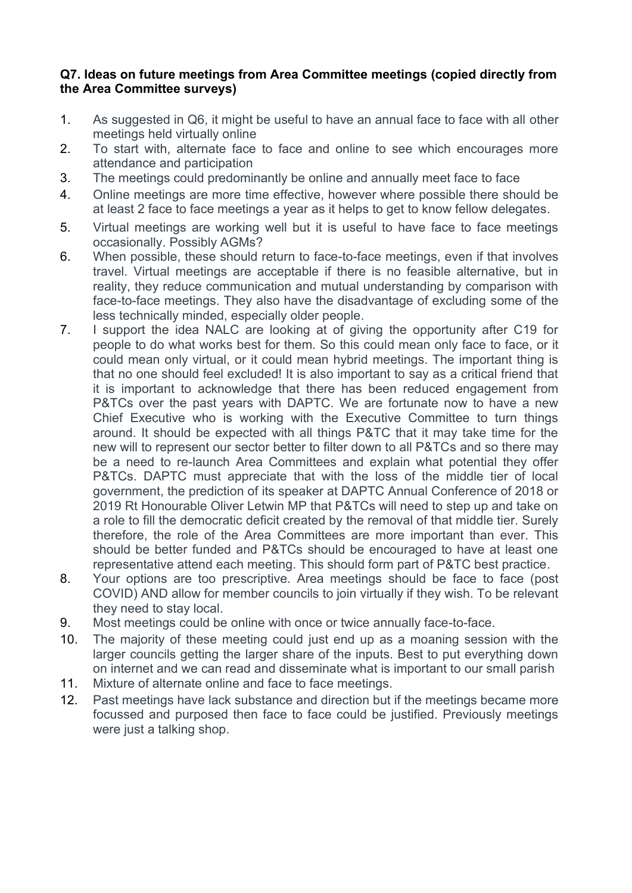**Q7. Ideas on future meetings from Area Committee meetings (copied directly from the Area Committee surveys)**

1. As suggested in Q6, it might be useful to have an annual face to face with all other meetings held virtually online
2. To start with, alternate face to face and online to see which encourages more attendance and participation
3. The meetings could predominantly be online and annually meet face to face
4. Online meetings are more time effective, however where possible there should be at least 2 face to face meetings a year as it helps to get to know fellow delegates.
5. Virtual meetings are working well but it is useful to have face to face meetings occasionally. Possibly AGMs?
6. When possible, these should return to face-to-face meetings, even if that involves travel. Virtual meetings are acceptable if there is no feasible alternative, but in reality, they reduce communication and mutual understanding by comparison with face-to-face meetings. They also have the disadvantage of excluding some of the less technically minded, especially older people.
7. I support the idea NALC are looking at of giving the opportunity after C19 for people to do what works best for them. So this could mean only face to face, or it could mean only virtual, or it could mean hybrid meetings. The important thing is that no one should feel excluded! It is also important to say as a critical friend that it is important to acknowledge that there has been reduced engagement from P&TCs over the past years with DAPTC. We are fortunate now to have a new Chief Executive who is working with the Executive Committee to turn things around. It should be expected with all things P&TC that it may take time for the new will to represent our sector better to filter down to all P&TCs and so there may be a need to re-launch Area Committees and explain what potential they offer P&TCs. DAPTC must appreciate that with the loss of the middle tier of local government, the prediction of its speaker at DAPTC Annual Conference of 2018 or 2019 Rt Honourable Oliver Letwin MP that P&TCs will need to step up and take on a role to fill the democratic deficit created by the removal of that middle tier. Surely therefore, the role of the Area Committees are more important than ever. This should be better funded and P&TCs should be encouraged to have at least one representative attend each meeting. This should form part of P&TC best practice.
8. Your options are too prescriptive. Area meetings should be face to face (post COVID) AND allow for member councils to join virtually if they wish. To be relevant they need to stay local.
9. Most meetings could be online with once or twice annually face-to-face.
10. The majority of these meeting could just end up as a moaning session with the larger councils getting the larger share of the inputs. Best to put everything down on internet and we can read and disseminate what is important to our small parish
11. Mixture of alternate online and face to face meetings.
12. Past meetings have lack substance and direction but if the meetings became more focussed and purposed then face to face could be justified. Previously meetings were just a talking shop.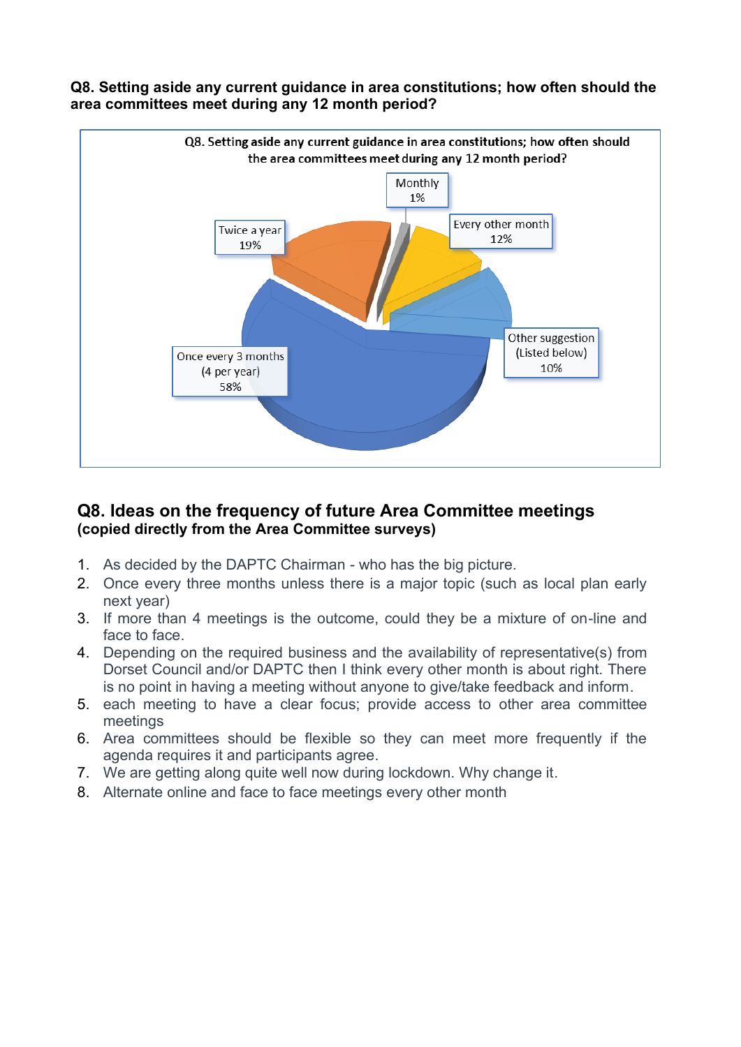**Q8. Setting aside any current guidance in area constitutions; how often should the area committees meet during any 12 month period?**

Q8. Setting aside any current guidance in area constitutions; how often should the area committees meet during any 12 month period?

| Response | Percentage |
| --- | --- |
| Monthly | 1% |
| Every other month | 12% |
| Other suggestion (Listed below) | 10% |
| Once every 3 months (4 per year) | 58% |
| Twice a year | 19% |

## Q8. Ideas on the frequency of future Area Committee meetings

**(copied directly from the Area Committee surveys)**

1. As decided by the DAPTC Chairman - who has the big picture.
2. Once every three months unless there is a major topic (such as local plan early next year)
3. If more than 4 meetings is the outcome, could they be a mixture of on-line and face to face.
4. Depending on the required business and the availability of representative(s) from Dorset Council and/or DAPTC then I think every other month is about right. There is no point in having a meeting without anyone to give/take feedback and inform.
5. each meeting to have a clear focus; provide access to other area committee meetings
6. Area committees should be flexible so they can meet more frequently if the agenda requires it and participants agree.
7. We are getting along quite well now during lockdown. Why change it.
8. Alternate online and face to face meetings every other month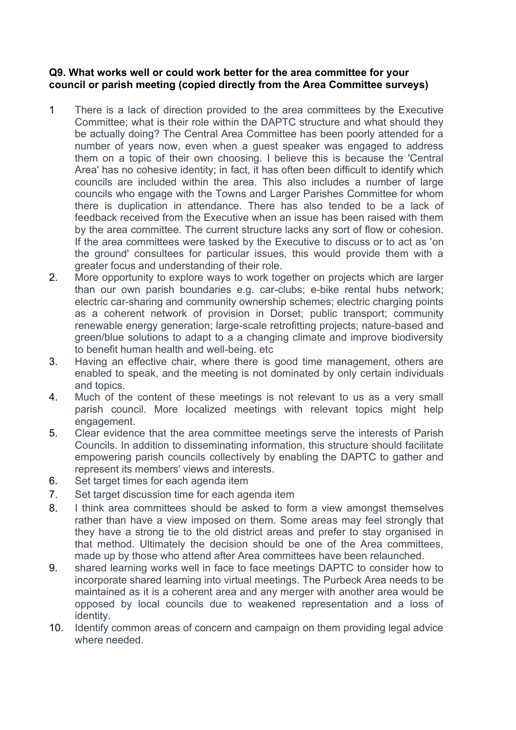**Q9. What works well or could work better for the area committee for your council or parish meeting (copied directly from the Area Committee surveys)**

1 There is a lack of direction provided to the area committees by the Executive Committee; what is their role within the DAPTC structure and what should they be actually doing? The Central Area Committee has been poorly attended for a number of years now, even when a guest speaker was engaged to address them on a topic of their own choosing. I believe this is because the 'Central Area' has no cohesive identity; in fact, it has often been difficult to identify which councils are included within the area. This also includes a number of large councils who engage with the Towns and Larger Parishes Committee for whom there is duplication in attendance. There has also tended to be a lack of feedback received from the Executive when an issue has been raised with them by the area committee. The current structure lacks any sort of flow or cohesion. If the area committees were tasked by the Executive to discuss or to act as 'on the ground' consultees for particular issues, this would provide them with a greater focus and understanding of their role.

2. More opportunity to explore ways to work together on projects which are larger than our own parish boundaries e.g. car-clubs; e-bike rental hubs network; electric car-sharing and community ownership schemes; electric charging points as a coherent network of provision in Dorset; public transport; community renewable energy generation; large-scale retrofitting projects; nature-based and green/blue solutions to adapt to a a changing climate and improve biodiversity to benefit human health and well-being. etc

3. Having an effective chair, where there is good time management, others are enabled to speak, and the meeting is not dominated by only certain individuals and topics.

4. Much of the content of these meetings is not relevant to us as a very small parish council. More localized meetings with relevant topics might help engagement.

5. Clear evidence that the area committee meetings serve the interests of Parish Councils. In addition to disseminating information, this structure should facilitate empowering parish councils collectively by enabling the DAPTC to gather and represent its members' views and interests.

6. Set target times for each agenda item

7. Set target discussion time for each agenda item

8. I think area committees should be asked to form a view amongst themselves rather than have a view imposed on them. Some areas may feel strongly that they have a strong tie to the old district areas and prefer to stay organised in that method. Ultimately the decision should be one of the Area committees, made up by those who attend after Area committees have been relaunched.

9. shared learning works well in face to face meetings DAPTC to consider how to incorporate shared learning into virtual meetings. The Purbeck Area needs to be maintained as it is a coherent area and any merger with another area would be opposed by local councils due to weakened representation and a loss of identity.

10. Identify common areas of concern and campaign on them providing legal advice where needed.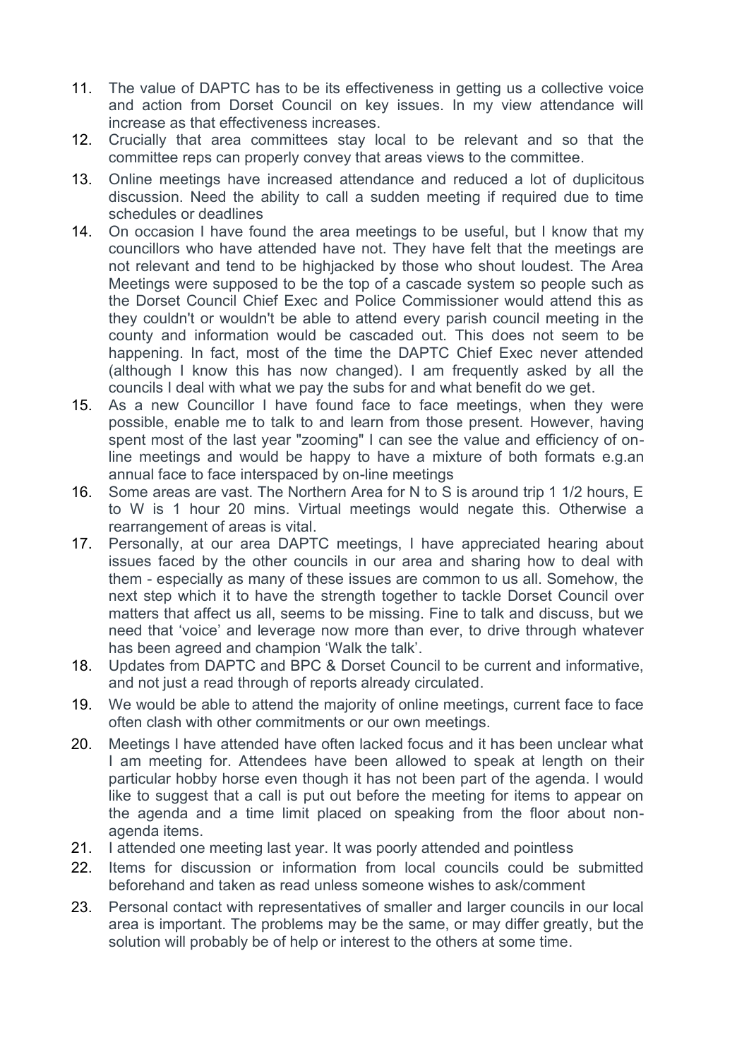11. The value of DAPTC has to be its effectiveness in getting us a collective voice and action from Dorset Council on key issues. In my view attendance will increase as that effectiveness increases.
12. Crucially that area committees stay local to be relevant and so that the committee reps can properly convey that areas views to the committee.
13. Online meetings have increased attendance and reduced a lot of duplicitous discussion. Need the ability to call a sudden meeting if required due to time schedules or deadlines
14. On occasion I have found the area meetings to be useful, but I know that my councillors who have attended have not. They have felt that the meetings are not relevant and tend to be highjacked by those who shout loudest. The Area Meetings were supposed to be the top of a cascade system so people such as the Dorset Council Chief Exec and Police Commissioner would attend this as they couldn't or wouldn't be able to attend every parish council meeting in the county and information would be cascaded out. This does not seem to be happening. In fact, most of the time the DAPTC Chief Exec never attended (although I know this has now changed). I am frequently asked by all the councils I deal with what we pay the subs for and what benefit do we get.
15. As a new Councillor I have found face to face meetings, when they were possible, enable me to talk to and learn from those present. However, having spent most of the last year "zooming" I can see the value and efficiency of on-line meetings and would be happy to have a mixture of both formats e.g.an annual face to face interspaced by on-line meetings
16. Some areas are vast. The Northern Area for N to S is around trip 1 1/2 hours, E to W is 1 hour 20 mins. Virtual meetings would negate this. Otherwise a rearrangement of areas is vital.
17. Personally, at our area DAPTC meetings, I have appreciated hearing about issues faced by the other councils in our area and sharing how to deal with them - especially as many of these issues are common to us all. Somehow, the next step which it to have the strength together to tackle Dorset Council over matters that affect us all, seems to be missing. Fine to talk and discuss, but we need that 'voice' and leverage now more than ever, to drive through whatever has been agreed and champion 'Walk the talk'.
18. Updates from DAPTC and BPC & Dorset Council to be current and informative, and not just a read through of reports already circulated.
19. We would be able to attend the majority of online meetings, current face to face often clash with other commitments or our own meetings.
20. Meetings I have attended have often lacked focus and it has been unclear what I am meeting for. Attendees have been allowed to speak at length on their particular hobby horse even though it has not been part of the agenda. I would like to suggest that a call is put out before the meeting for items to appear on the agenda and a time limit placed on speaking from the floor about non-agenda items.
21. I attended one meeting last year. It was poorly attended and pointless
22. Items for discussion or information from local councils could be submitted beforehand and taken as read unless someone wishes to ask/comment
23. Personal contact with representatives of smaller and larger councils in our local area is important. The problems may be the same, or may differ greatly, but the solution will probably be of help or interest to the others at some time.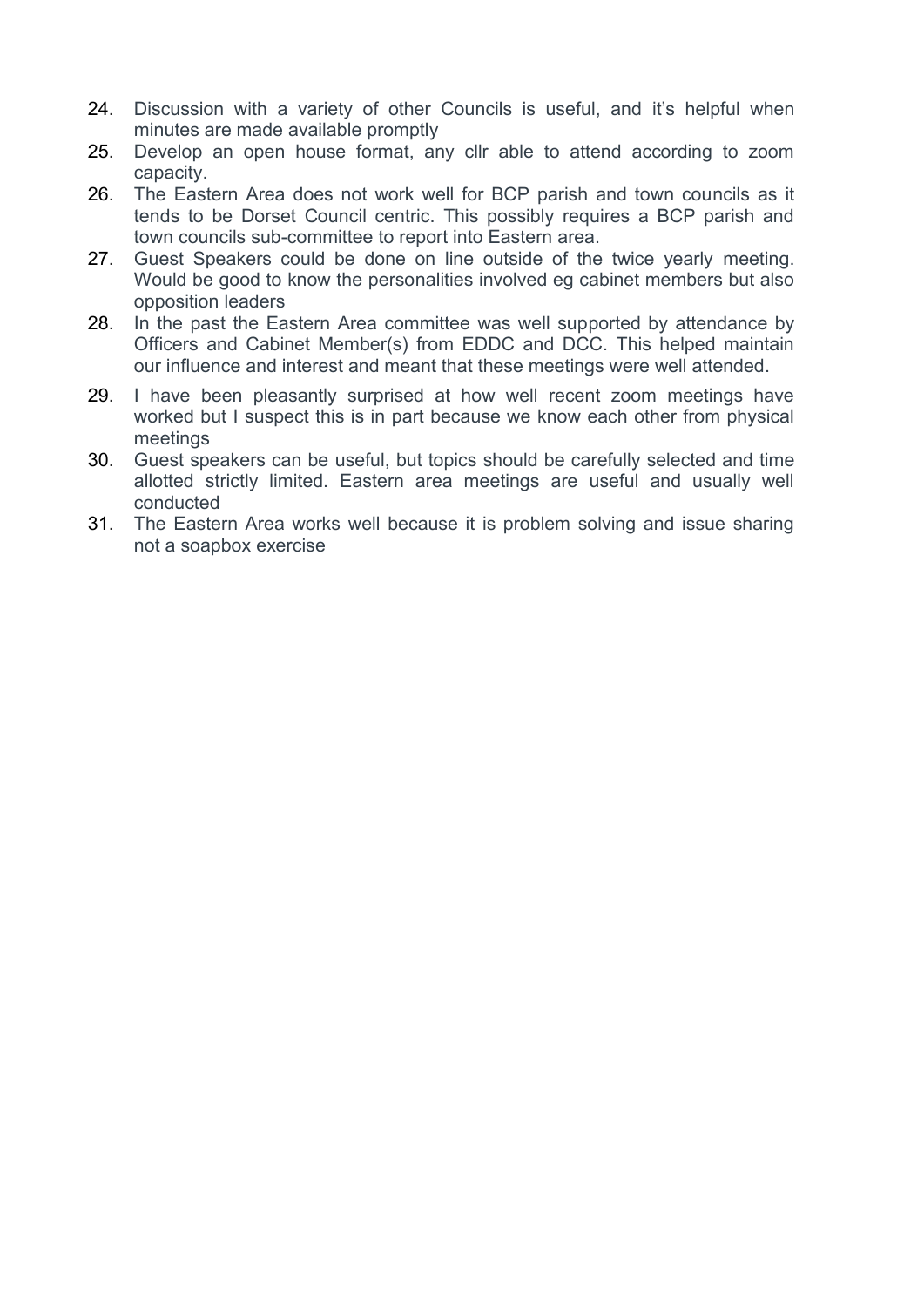24. Discussion with a variety of other Councils is useful, and it's helpful when minutes are made available promptly
25. Develop an open house format, any cllr able to attend according to zoom capacity.
26. The Eastern Area does not work well for BCP parish and town councils as it tends to be Dorset Council centric. This possibly requires a BCP parish and town councils sub-committee to report into Eastern area.
27. Guest Speakers could be done on line outside of the twice yearly meeting. Would be good to know the personalities involved eg cabinet members but also opposition leaders
28. In the past the Eastern Area committee was well supported by attendance by Officers and Cabinet Member(s) from EDDC and DCC. This helped maintain our influence and interest and meant that these meetings were well attended.
29. I have been pleasantly surprised at how well recent zoom meetings have worked but I suspect this is in part because we know each other from physical meetings
30. Guest speakers can be useful, but topics should be carefully selected and time allotted strictly limited. Eastern area meetings are useful and usually well conducted
31. The Eastern Area works well because it is problem solving and issue sharing not a soapbox exercise